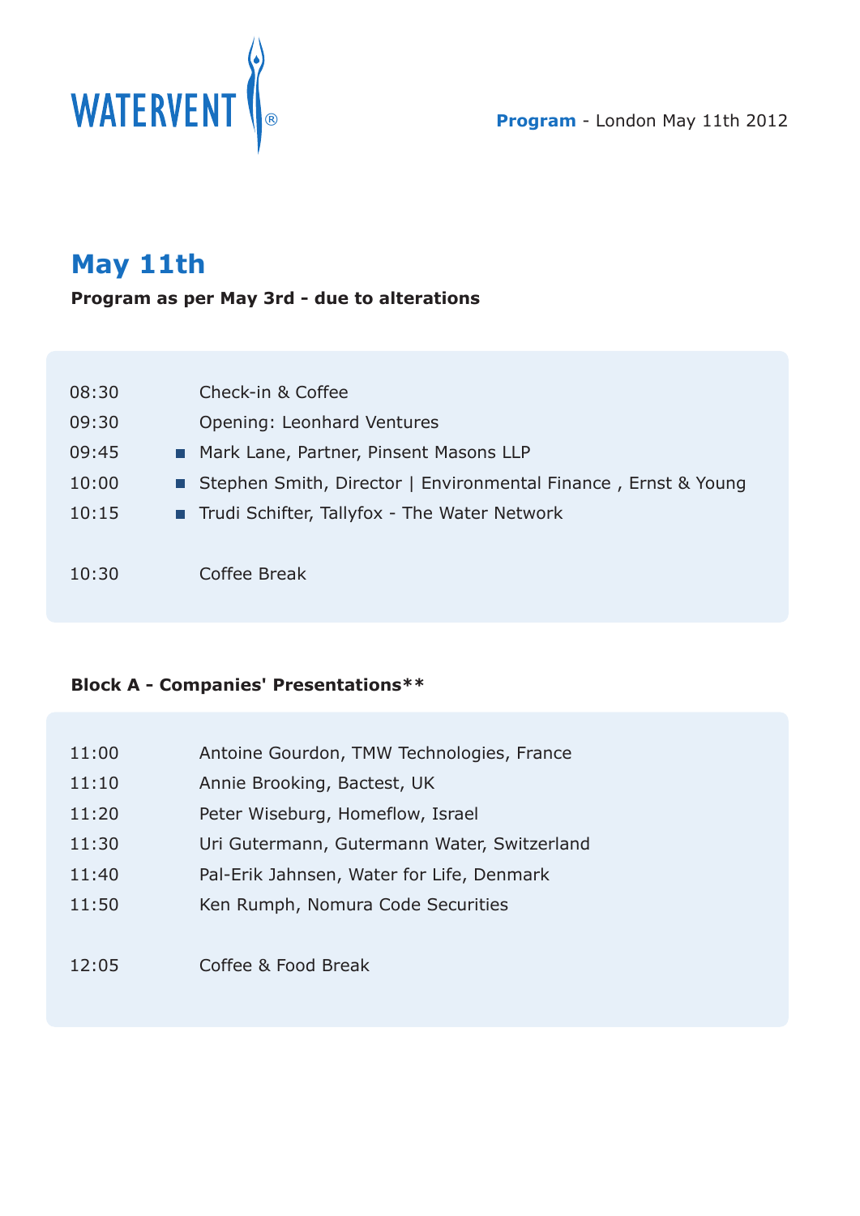WATERVENT®

**Program** - London May 11th 2012

# May 11th

**Program as per May 3rd - due to alterations**

| | |
|---|---|
| 08:30 | Check-in & Coffee |
| 09:30 | Opening: Leonhard Ventures |
| 09:45 | ■ Mark Lane, Partner, Pinsent Masons LLP |
| 10:00 | ■ Stephen Smith, Director \| Environmental Finance , Ernst & Young |
| 10:15 | ■ Trudi Schifter, Tallyfox - The Water Network |
| 10:30 | Coffee Break |

**Block A - Companies' Presentations**

| | |
|---|---|
| 11:00 | Antoine Gourdon, TMW Technologies, France |
| 11:10 | Annie Brooking, Bactest, UK |
| 11:20 | Peter Wiseburg, Homeflow, Israel |
| 11:30 | Uri Gutermann, Gutermann Water, Switzerland |
| 11:40 | Pal-Erik Jahnsen, Water for Life, Denmark |
| 11:50 | Ken Rumph, Nomura Code Securities |
| 12:05 | Coffee & Food Break |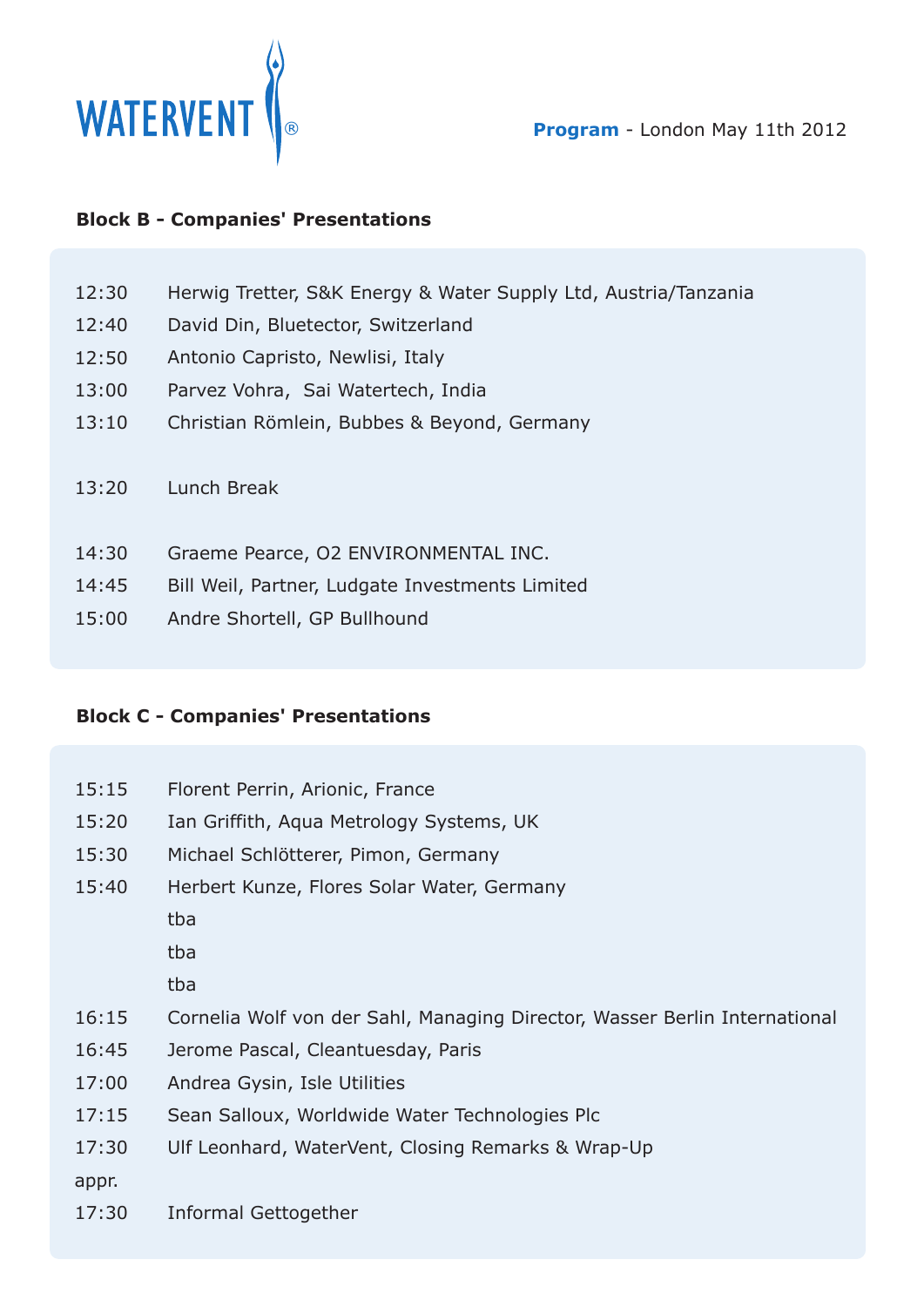WATERVENT®

**Program** - London May 11th 2012

**Block B - Companies' Presentations**

| | |
|---|---|
| 12:30 | Herwig Tretter, S&K Energy & Water Supply Ltd, Austria/Tanzania |
| 12:40 | David Din, Bluetector, Switzerland |
| 12:50 | Antonio Capristo, Newlisi, Italy |
| 13:00 | Parvez Vohra, Sai Watertech, India |
| 13:10 | Christian Römlein, Bubbes & Beyond, Germany |
| 13:20 | Lunch Break |
| 14:30 | Graeme Pearce, O2 ENVIRONMENTAL INC. |
| 14:45 | Bill Weil, Partner, Ludgate Investments Limited |
| 15:00 | Andre Shortell, GP Bullhound |

**Block C - Companies' Presentations**

| | |
|---|---|
| 15:15 | Florent Perrin, Arionic, France |
| 15:20 | Ian Griffith, Aqua Metrology Systems, UK |
| 15:30 | Michael Schlötterer, Pimon, Germany |
| 15:40 | Herbert Kunze, Flores Solar Water, Germany |
| | tba |
| | tba |
| | tba |
| 16:15 | Cornelia Wolf von der Sahl, Managing Director, Wasser Berlin International |
| 16:45 | Jerome Pascal, Cleantuesday, Paris |
| 17:00 | Andrea Gysin, Isle Utilities |
| 17:15 | Sean Salloux, Worldwide Water Technologies Plc |
| 17:30 | Ulf Leonhard, WaterVent, Closing Remarks & Wrap-Up |
| appr. 17:30 | Informal Gettogether |